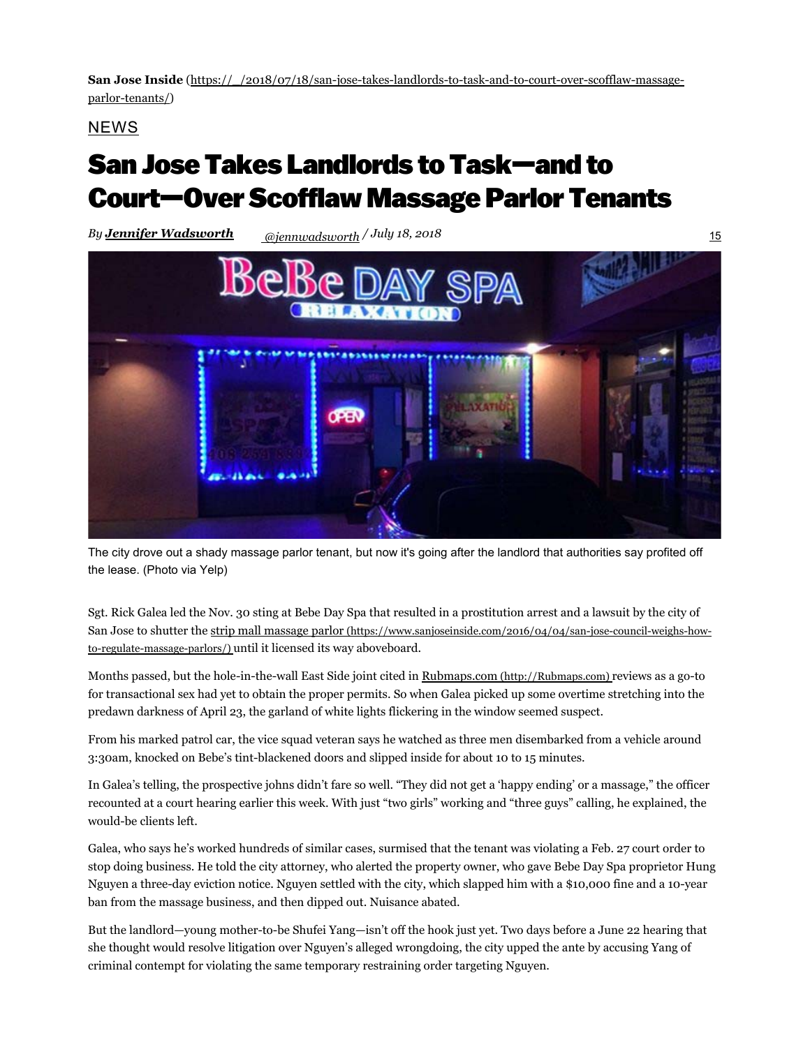**San Jose Inside** (https://_/2018/07/18/san-jose-takes-landlords-to-task-and-to-court-over-scofflaw-massage-parlor-tenants/)

NEWS

# San Jose Takes Landlords to Task—and to Court—Over Scofflaw Massage Parlor Tenants

*By* ***Jennifer Wadsworth*** *@jennwadsworth / July 18, 2018* 15

The city drove out a shady massage parlor tenant, but now it's going after the landlord that authorities say profited off the lease. (Photo via Yelp)

Sgt. Rick Galea led the Nov. 30 sting at Bebe Day Spa that resulted in a prostitution arrest and a lawsuit by the city of San Jose to shutter the strip mall massage parlor (https://www.sanjoseinside.com/2016/04/04/san-jose-council-weighs-how-to-regulate-massage-parlors/) until it licensed its way aboveboard.

Months passed, but the hole-in-the-wall East Side joint cited in Rubmaps.com (http://Rubmaps.com) reviews as a go-to for transactional sex had yet to obtain the proper permits. So when Galea picked up some overtime stretching into the predawn darkness of April 23, the garland of white lights flickering in the window seemed suspect.

From his marked patrol car, the vice squad veteran says he watched as three men disembarked from a vehicle around 3:30am, knocked on Bebe's tint-blackened doors and slipped inside for about 10 to 15 minutes.

In Galea's telling, the prospective johns didn't fare so well. "They did not get a 'happy ending' or a massage," the officer recounted at a court hearing earlier this week. With just "two girls" working and "three guys" calling, he explained, the would-be clients left.

Galea, who says he's worked hundreds of similar cases, surmised that the tenant was violating a Feb. 27 court order to stop doing business. He told the city attorney, who alerted the property owner, who gave Bebe Day Spa proprietor Hung Nguyen a three-day eviction notice. Nguyen settled with the city, which slapped him with a $10,000 fine and a 10-year ban from the massage business, and then dipped out. Nuisance abated.

But the landlord—young mother-to-be Shufei Yang—isn't off the hook just yet. Two days before a June 22 hearing that she thought would resolve litigation over Nguyen's alleged wrongdoing, the city upped the ante by accusing Yang of criminal contempt for violating the same temporary restraining order targeting Nguyen.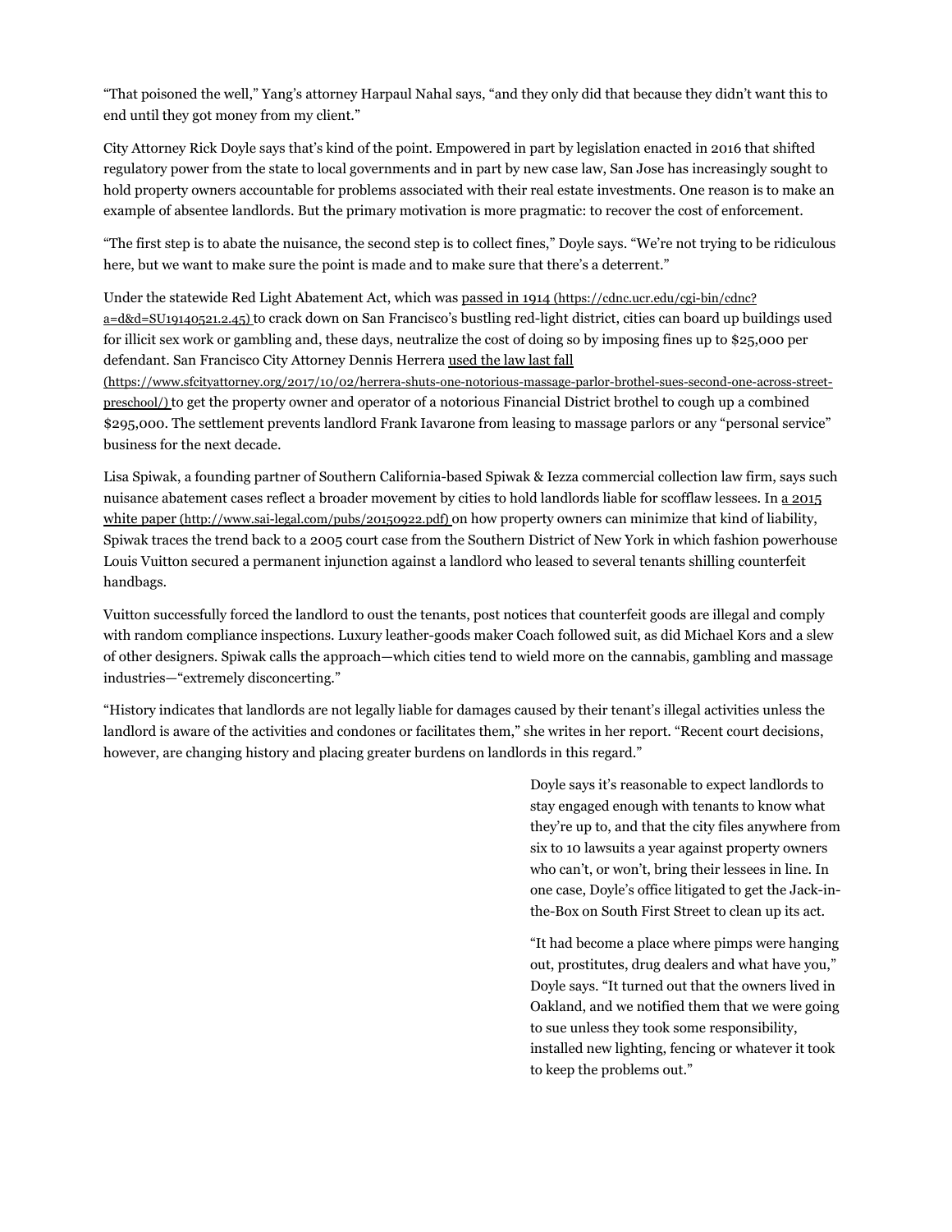"That poisoned the well," Yang's attorney Harpaul Nahal says, "and they only did that because they didn't want this to end until they got money from my client."

City Attorney Rick Doyle says that's kind of the point. Empowered in part by legislation enacted in 2016 that shifted regulatory power from the state to local governments and in part by new case law, San Jose has increasingly sought to hold property owners accountable for problems associated with their real estate investments. One reason is to make an example of absentee landlords. But the primary motivation is more pragmatic: to recover the cost of enforcement.

"The first step is to abate the nuisance, the second step is to collect fines," Doyle says. "We're not trying to be ridiculous here, but we want to make sure the point is made and to make sure that there's a deterrent."

Under the statewide Red Light Abatement Act, which was passed in 1914 (https://cdnc.ucr.edu/cgi-bin/cdnc?a=d&d=SU19140521.2.45) to crack down on San Francisco's bustling red-light district, cities can board up buildings used for illicit sex work or gambling and, these days, neutralize the cost of doing so by imposing fines up to $25,000 per defendant. San Francisco City Attorney Dennis Herrera used the law last fall (https://www.sfcityattorney.org/2017/10/02/herrera-shuts-one-notorious-massage-parlor-brothel-sues-second-one-across-street-preschool/) to get the property owner and operator of a notorious Financial District brothel to cough up a combined $295,000. The settlement prevents landlord Frank Iavarone from leasing to massage parlors or any "personal service" business for the next decade.

Lisa Spiwak, a founding partner of Southern California-based Spiwak & Iezza commercial collection law firm, says such nuisance abatement cases reflect a broader movement by cities to hold landlords liable for scofflaw lessees. In a 2015 white paper (http://www.sai-legal.com/pubs/20150922.pdf) on how property owners can minimize that kind of liability, Spiwak traces the trend back to a 2005 court case from the Southern District of New York in which fashion powerhouse Louis Vuitton secured a permanent injunction against a landlord who leased to several tenants shilling counterfeit handbags.

Vuitton successfully forced the landlord to oust the tenants, post notices that counterfeit goods are illegal and comply with random compliance inspections. Luxury leather-goods maker Coach followed suit, as did Michael Kors and a slew of other designers. Spiwak calls the approach—which cities tend to wield more on the cannabis, gambling and massage industries—"extremely disconcerting."

"History indicates that landlords are not legally liable for damages caused by their tenant's illegal activities unless the landlord is aware of the activities and condones or facilitates them," she writes in her report. "Recent court decisions, however, are changing history and placing greater burdens on landlords in this regard."

Doyle says it's reasonable to expect landlords to stay engaged enough with tenants to know what they're up to, and that the city files anywhere from six to 10 lawsuits a year against property owners who can't, or won't, bring their lessees in line. In one case, Doyle's office litigated to get the Jack-in-the-Box on South First Street to clean up its act.

"It had become a place where pimps were hanging out, prostitutes, drug dealers and what have you," Doyle says. "It turned out that the owners lived in Oakland, and we notified them that we were going to sue unless they took some responsibility, installed new lighting, fencing or whatever it took to keep the problems out."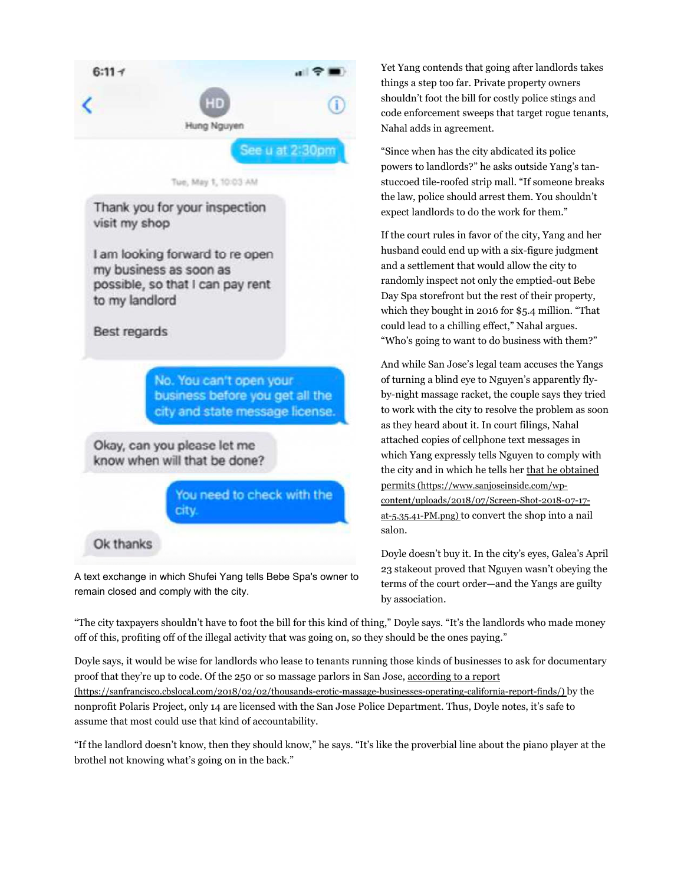6:11

Hung Nguyen

See u at 2:30pm

Tue, May 1, 10:03 AM

Thank you for your inspection visit my shop

I am looking forward to re open my business as soon as possible, so that I can pay rent to my landlord

Best regards

No. You can't open your business before you get all the city and state message license.

Okay, can you please let me know when will that be done?

You need to check with the city.

Ok thanks

A text exchange in which Shufei Yang tells Bebe Spa's owner to remain closed and comply with the city.

Yet Yang contends that going after landlords takes things a step too far. Private property owners shouldn't foot the bill for costly police stings and code enforcement sweeps that target rogue tenants, Nahal adds in agreement.

"Since when has the city abdicated its police powers to landlords?" he asks outside Yang's tan-stuccoed tile-roofed strip mall. "If someone breaks the law, police should arrest them. You shouldn't expect landlords to do the work for them."

If the court rules in favor of the city, Yang and her husband could end up with a six-figure judgment and a settlement that would allow the city to randomly inspect not only the emptied-out Bebe Day Spa storefront but the rest of their property, which they bought in 2016 for $5.4 million. "That could lead to a chilling effect," Nahal argues. "Who's going to want to do business with them?"

And while San Jose's legal team accuses the Yangs of turning a blind eye to Nguyen's apparently fly-by-night massage racket, the couple says they tried to work with the city to resolve the problem as soon as they heard about it. In court filings, Nahal attached copies of cellphone text messages in which Yang expressly tells Nguyen to comply with the city and in which he tells her that he obtained permits (https://www.sanjoseinside.com/wp-content/uploads/2018/07/Screen-Shot-2018-07-17-at-5.35.41-PM.png) to convert the shop into a nail salon.

Doyle doesn't buy it. In the city's eyes, Galea's April 23 stakeout proved that Nguyen wasn't obeying the terms of the court order—and the Yangs are guilty by association.

"The city taxpayers shouldn't have to foot the bill for this kind of thing," Doyle says. "It's the landlords who made money off of this, profiting off of the illegal activity that was going on, so they should be the ones paying."

Doyle says, it would be wise for landlords who lease to tenants running those kinds of businesses to ask for documentary proof that they're up to code. Of the 250 or so massage parlors in San Jose, according to a report (https://sanfrancisco.cbslocal.com/2018/02/02/thousands-erotic-massage-businesses-operating-california-report-finds/) by the nonprofit Polaris Project, only 14 are licensed with the San Jose Police Department. Thus, Doyle notes, it's safe to assume that most could use that kind of accountability.

"If the landlord doesn't know, then they should know," he says. "It's like the proverbial line about the piano player at the brothel not knowing what's going on in the back."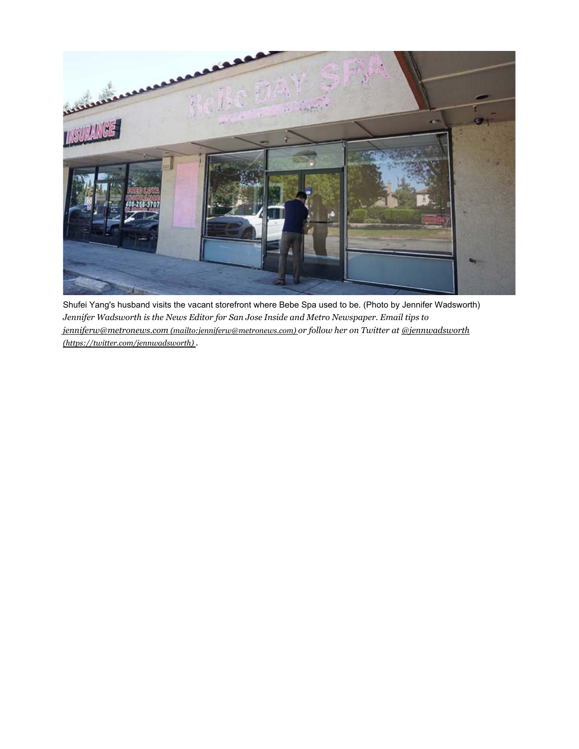Shufei Yang's husband visits the vacant storefront where Bebe Spa used to be. (Photo by Jennifer Wadsworth)

*Jennifer Wadsworth is the News Editor for San Jose Inside and Metro Newspaper. Email tips to [jenniferw@metronews.com](mailto:jenniferw@metronews.com) (mailto:jenniferw@metronews.com) or follow her on Twitter at [@jennwadsworth](https://twitter.com/jennwadsworth) (https://twitter.com/jennwadsworth) .*